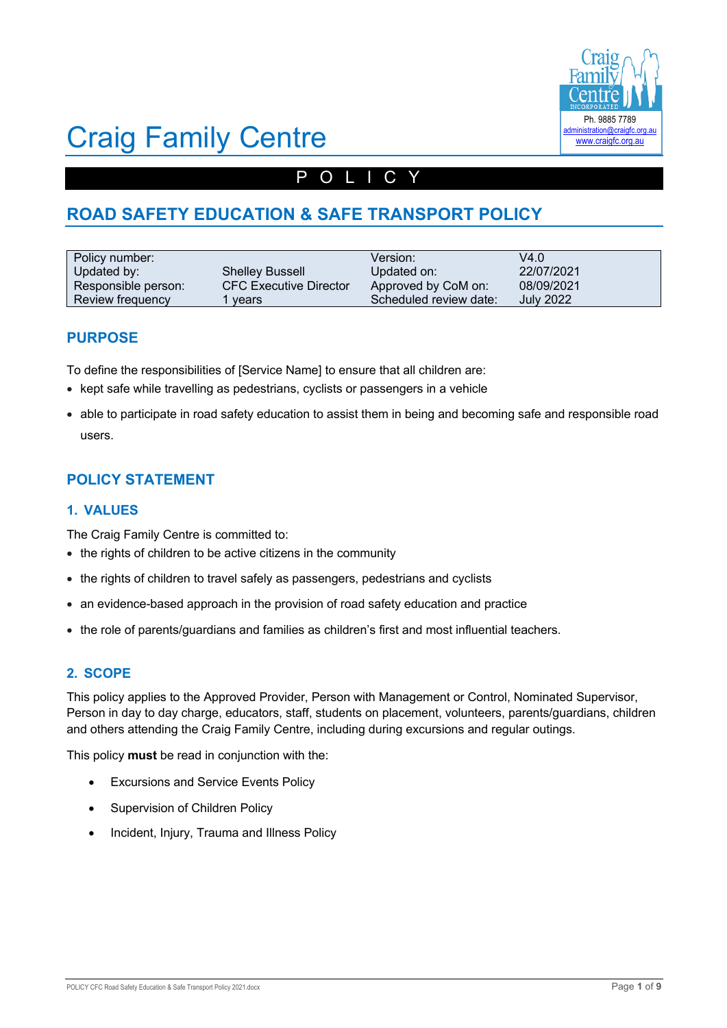# Craig Family Centre

Ph. 9885 7789
administration@craigfc.org.au
www.craigfc.org.au

P O L I C Y

## ROAD SAFETY EDUCATION & SAFE TRANSPORT POLICY

| Policy number: | | Version: | V4.0 |
|---|---|---|---|
| Updated by: | Shelley Bussell | Updated on: | 22/07/2021 |
| Responsible person: | CFC Executive Director | Approved by CoM on: | 08/09/2021 |
| Review frequency | 1 years | Scheduled review date: | July 2022 |

## PURPOSE

To define the responsibilities of [Service Name] to ensure that all children are:

- kept safe while travelling as pedestrians, cyclists or passengers in a vehicle
- able to participate in road safety education to assist them in being and becoming safe and responsible road users.

## POLICY STATEMENT

### 1. VALUES

The Craig Family Centre is committed to:

- the rights of children to be active citizens in the community
- the rights of children to travel safely as passengers, pedestrians and cyclists
- an evidence-based approach in the provision of road safety education and practice
- the role of parents/guardians and families as children's first and most influential teachers.

### 2. SCOPE

This policy applies to the Approved Provider, Person with Management or Control, Nominated Supervisor, Person in day to day charge, educators, staff, students on placement, volunteers, parents/guardians, children and others attending the Craig Family Centre, including during excursions and regular outings.

This policy **must** be read in conjunction with the:

- Excursions and Service Events Policy
- Supervision of Children Policy
- Incident, Injury, Trauma and Illness Policy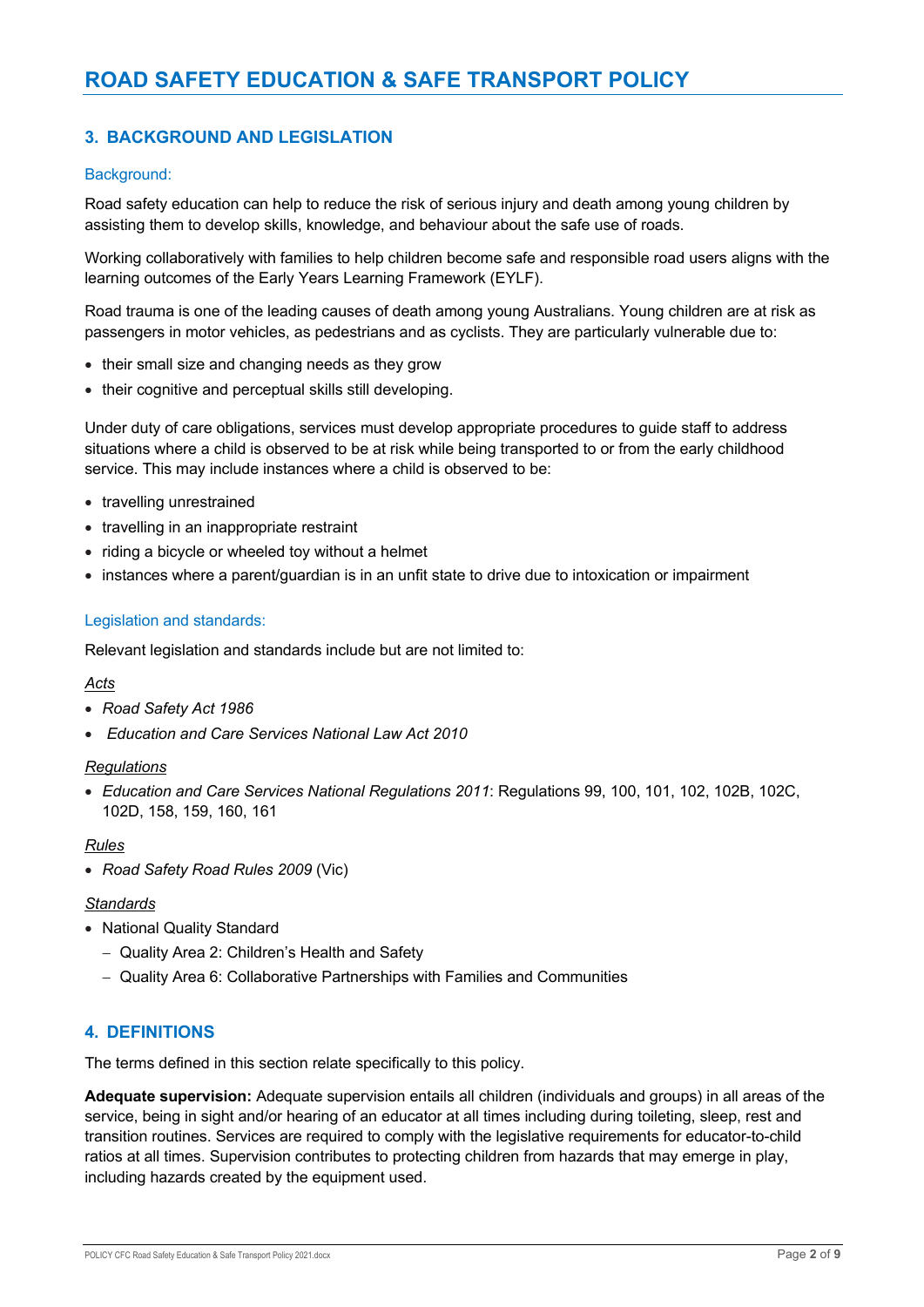## 3. BACKGROUND AND LEGISLATION

### Background:

Road safety education can help to reduce the risk of serious injury and death among young children by assisting them to develop skills, knowledge, and behaviour about the safe use of roads.

Working collaboratively with families to help children become safe and responsible road users aligns with the learning outcomes of the Early Years Learning Framework (EYLF).

Road trauma is one of the leading causes of death among young Australians. Young children are at risk as passengers in motor vehicles, as pedestrians and as cyclists. They are particularly vulnerable due to:

- their small size and changing needs as they grow
- their cognitive and perceptual skills still developing.

Under duty of care obligations, services must develop appropriate procedures to guide staff to address situations where a child is observed to be at risk while being transported to or from the early childhood service. This may include instances where a child is observed to be:

- travelling unrestrained
- travelling in an inappropriate restraint
- riding a bicycle or wheeled toy without a helmet
- instances where a parent/guardian is in an unfit state to drive due to intoxication or impairment

### Legislation and standards:

Relevant legislation and standards include but are not limited to:

*Acts*

- *Road Safety Act 1986*
- *Education and Care Services National Law Act 2010*

*Regulations*

- *Education and Care Services National Regulations 2011*: Regulations 99, 100, 101, 102, 102B, 102C, 102D, 158, 159, 160, 161

*Rules*

- *Road Safety Road Rules 2009* (Vic)

*Standards*

- National Quality Standard
  - Quality Area 2: Children's Health and Safety
  - Quality Area 6: Collaborative Partnerships with Families and Communities

## 4. DEFINITIONS

The terms defined in this section relate specifically to this policy.

**Adequate supervision:** Adequate supervision entails all children (individuals and groups) in all areas of the service, being in sight and/or hearing of an educator at all times including during toileting, sleep, rest and transition routines. Services are required to comply with the legislative requirements for educator-to-child ratios at all times. Supervision contributes to protecting children from hazards that may emerge in play, including hazards created by the equipment used.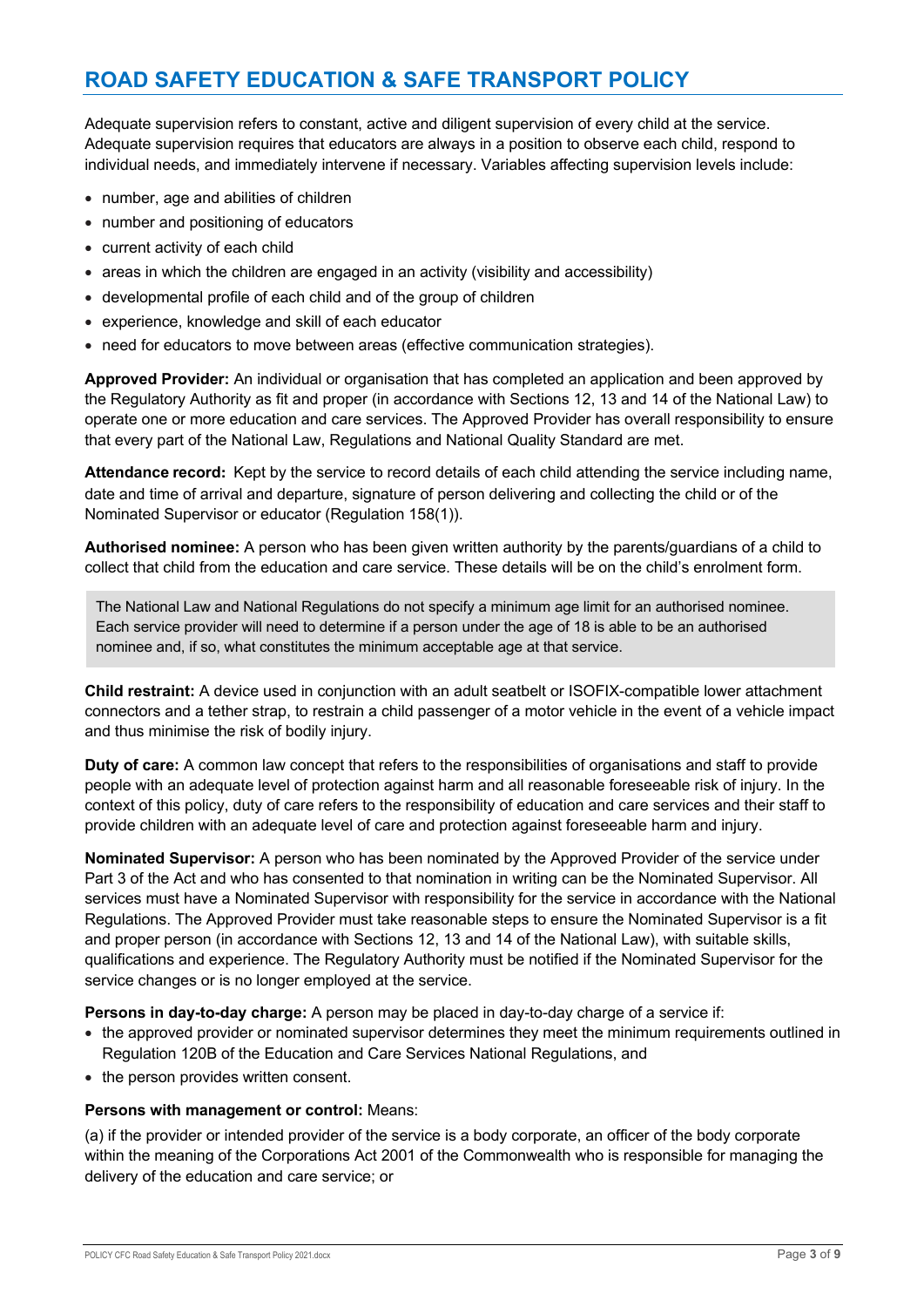# ROAD SAFETY EDUCATION & SAFE TRANSPORT POLICY

Adequate supervision refers to constant, active and diligent supervision of every child at the service. Adequate supervision requires that educators are always in a position to observe each child, respond to individual needs, and immediately intervene if necessary. Variables affecting supervision levels include:

- number, age and abilities of children
- number and positioning of educators
- current activity of each child
- areas in which the children are engaged in an activity (visibility and accessibility)
- developmental profile of each child and of the group of children
- experience, knowledge and skill of each educator
- need for educators to move between areas (effective communication strategies).

**Approved Provider:** An individual or organisation that has completed an application and been approved by the Regulatory Authority as fit and proper (in accordance with Sections 12, 13 and 14 of the National Law) to operate one or more education and care services. The Approved Provider has overall responsibility to ensure that every part of the National Law, Regulations and National Quality Standard are met.

**Attendance record:** Kept by the service to record details of each child attending the service including name, date and time of arrival and departure, signature of person delivering and collecting the child or of the Nominated Supervisor or educator (Regulation 158(1)).

**Authorised nominee:** A person who has been given written authority by the parents/guardians of a child to collect that child from the education and care service. These details will be on the child's enrolment form.

> The National Law and National Regulations do not specify a minimum age limit for an authorised nominee. Each service provider will need to determine if a person under the age of 18 is able to be an authorised nominee and, if so, what constitutes the minimum acceptable age at that service.

**Child restraint:** A device used in conjunction with an adult seatbelt or ISOFIX-compatible lower attachment connectors and a tether strap, to restrain a child passenger of a motor vehicle in the event of a vehicle impact and thus minimise the risk of bodily injury.

**Duty of care:** A common law concept that refers to the responsibilities of organisations and staff to provide people with an adequate level of protection against harm and all reasonable foreseeable risk of injury. In the context of this policy, duty of care refers to the responsibility of education and care services and their staff to provide children with an adequate level of care and protection against foreseeable harm and injury.

**Nominated Supervisor:** A person who has been nominated by the Approved Provider of the service under Part 3 of the Act and who has consented to that nomination in writing can be the Nominated Supervisor. All services must have a Nominated Supervisor with responsibility for the service in accordance with the National Regulations. The Approved Provider must take reasonable steps to ensure the Nominated Supervisor is a fit and proper person (in accordance with Sections 12, 13 and 14 of the National Law), with suitable skills, qualifications and experience. The Regulatory Authority must be notified if the Nominated Supervisor for the service changes or is no longer employed at the service.

**Persons in day-to-day charge:** A person may be placed in day-to-day charge of a service if:

- the approved provider or nominated supervisor determines they meet the minimum requirements outlined in Regulation 120B of the Education and Care Services National Regulations, and
- the person provides written consent.

**Persons with management or control:** Means:

(a) if the provider or intended provider of the service is a body corporate, an officer of the body corporate within the meaning of the Corporations Act 2001 of the Commonwealth who is responsible for managing the delivery of the education and care service; or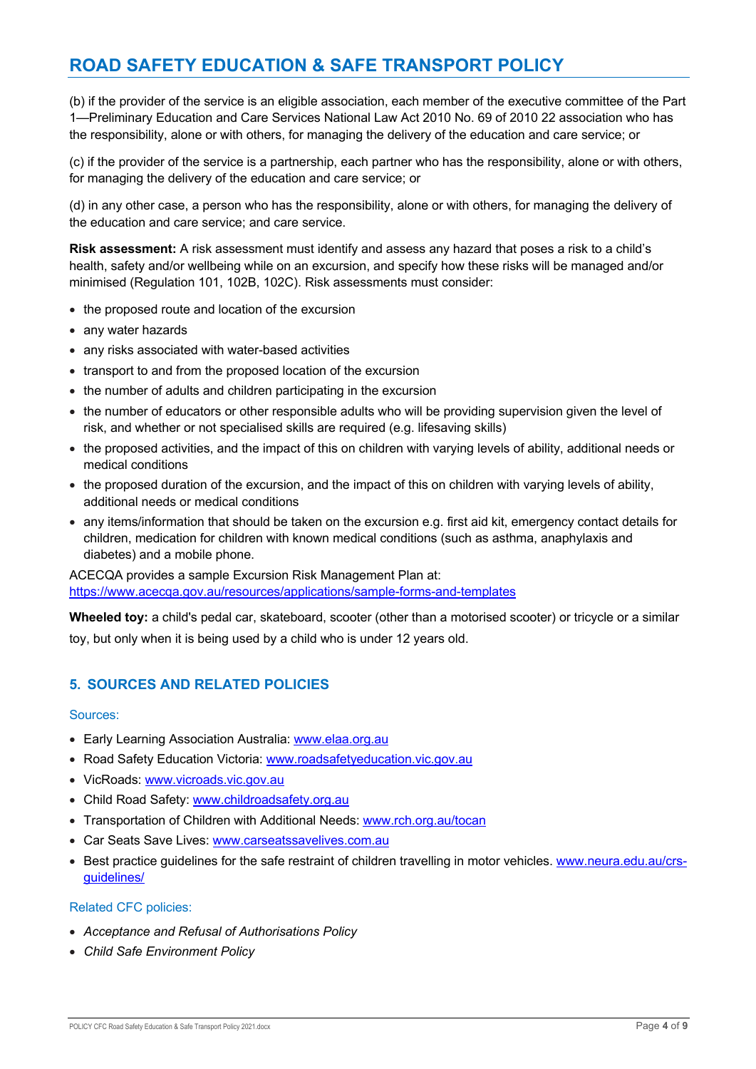(b) if the provider of the service is an eligible association, each member of the executive committee of the Part 1—Preliminary Education and Care Services National Law Act 2010 No. 69 of 2010 22 association who has the responsibility, alone or with others, for managing the delivery of the education and care service; or

(c) if the provider of the service is a partnership, each partner who has the responsibility, alone or with others, for managing the delivery of the education and care service; or

(d) in any other case, a person who has the responsibility, alone or with others, for managing the delivery of the education and care service; and care service.

**Risk assessment:** A risk assessment must identify and assess any hazard that poses a risk to a child's health, safety and/or wellbeing while on an excursion, and specify how these risks will be managed and/or minimised (Regulation 101, 102B, 102C). Risk assessments must consider:

- the proposed route and location of the excursion
- any water hazards
- any risks associated with water-based activities
- transport to and from the proposed location of the excursion
- the number of adults and children participating in the excursion
- the number of educators or other responsible adults who will be providing supervision given the level of risk, and whether or not specialised skills are required (e.g. lifesaving skills)
- the proposed activities, and the impact of this on children with varying levels of ability, additional needs or medical conditions
- the proposed duration of the excursion, and the impact of this on children with varying levels of ability, additional needs or medical conditions
- any items/information that should be taken on the excursion e.g. first aid kit, emergency contact details for children, medication for children with known medical conditions (such as asthma, anaphylaxis and diabetes) and a mobile phone.

ACECQA provides a sample Excursion Risk Management Plan at: [https://www.acecqa.gov.au/resources/applications/sample-forms-and-templates](https://www.acecqa.gov.au/resources/applications/sample-forms-and-templates)

**Wheeled toy:** a child's pedal car, skateboard, scooter (other than a motorised scooter) or tricycle or a similar toy, but only when it is being used by a child who is under 12 years old.

## 5. SOURCES AND RELATED POLICIES

### Sources:

- Early Learning Association Australia: [www.elaa.org.au](http://www.elaa.org.au)
- Road Safety Education Victoria: [www.roadsafetyeducation.vic.gov.au](http://www.roadsafetyeducation.vic.gov.au)
- VicRoads: [www.vicroads.vic.gov.au](http://www.vicroads.vic.gov.au)
- Child Road Safety: [www.childroadsafety.org.au](http://www.childroadsafety.org.au)
- Transportation of Children with Additional Needs: [www.rch.org.au/tocan](http://www.rch.org.au/tocan)
- Car Seats Save Lives: [www.carseatssavelives.com.au](http://www.carseatssavelives.com.au)
- Best practice guidelines for the safe restraint of children travelling in motor vehicles. [www.neura.edu.au/crs-guidelines/](http://www.neura.edu.au/crs-guidelines/)

### Related CFC policies:

- *Acceptance and Refusal of Authorisations Policy*
- *Child Safe Environment Policy*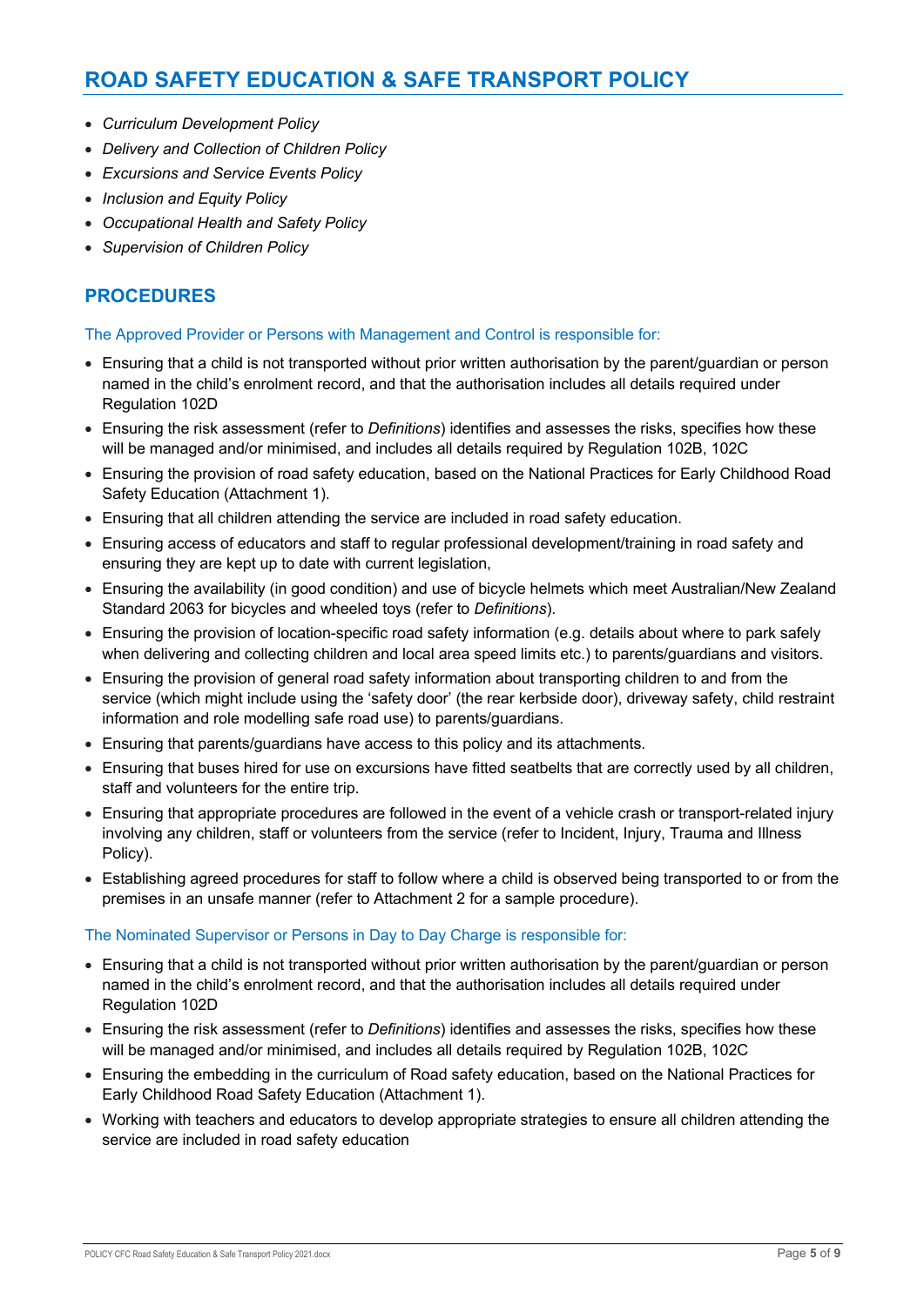- *Curriculum Development Policy*
- *Delivery and Collection of Children Policy*
- *Excursions and Service Events Policy*
- *Inclusion and Equity Policy*
- *Occupational Health and Safety Policy*
- *Supervision of Children Policy*

## PROCEDURES

### The Approved Provider or Persons with Management and Control is responsible for:

- Ensuring that a child is not transported without prior written authorisation by the parent/guardian or person named in the child's enrolment record, and that the authorisation includes all details required under Regulation 102D
- Ensuring the risk assessment (refer to *Definitions*) identifies and assesses the risks, specifies how these will be managed and/or minimised, and includes all details required by Regulation 102B, 102C
- Ensuring the provision of road safety education, based on the National Practices for Early Childhood Road Safety Education (Attachment 1).
- Ensuring that all children attending the service are included in road safety education.
- Ensuring access of educators and staff to regular professional development/training in road safety and ensuring they are kept up to date with current legislation,
- Ensuring the availability (in good condition) and use of bicycle helmets which meet Australian/New Zealand Standard 2063 for bicycles and wheeled toys (refer to *Definitions*).
- Ensuring the provision of location-specific road safety information (e.g. details about where to park safely when delivering and collecting children and local area speed limits etc.) to parents/guardians and visitors.
- Ensuring the provision of general road safety information about transporting children to and from the service (which might include using the 'safety door' (the rear kerbside door), driveway safety, child restraint information and role modelling safe road use) to parents/guardians.
- Ensuring that parents/guardians have access to this policy and its attachments.
- Ensuring that buses hired for use on excursions have fitted seatbelts that are correctly used by all children, staff and volunteers for the entire trip.
- Ensuring that appropriate procedures are followed in the event of a vehicle crash or transport-related injury involving any children, staff or volunteers from the service (refer to Incident, Injury, Trauma and Illness Policy).
- Establishing agreed procedures for staff to follow where a child is observed being transported to or from the premises in an unsafe manner (refer to Attachment 2 for a sample procedure).

### The Nominated Supervisor or Persons in Day to Day Charge is responsible for:

- Ensuring that a child is not transported without prior written authorisation by the parent/guardian or person named in the child's enrolment record, and that the authorisation includes all details required under Regulation 102D
- Ensuring the risk assessment (refer to *Definitions*) identifies and assesses the risks, specifies how these will be managed and/or minimised, and includes all details required by Regulation 102B, 102C
- Ensuring the embedding in the curriculum of Road safety education, based on the National Practices for Early Childhood Road Safety Education (Attachment 1).
- Working with teachers and educators to develop appropriate strategies to ensure all children attending the service are included in road safety education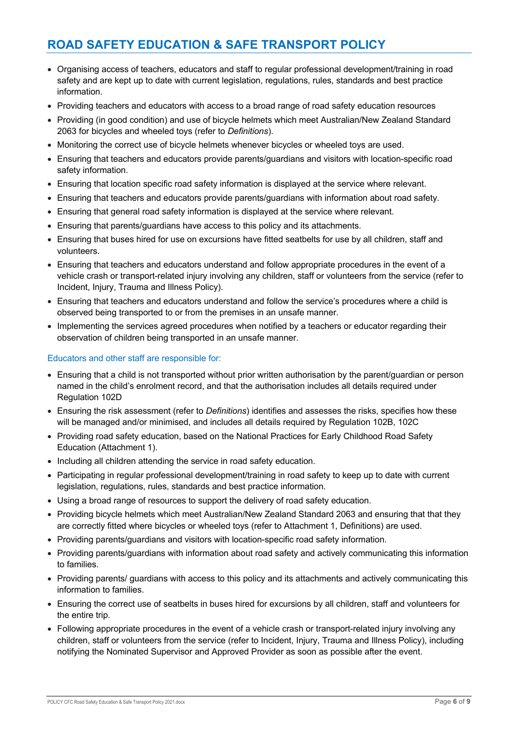# ROAD SAFETY EDUCATION & SAFE TRANSPORT POLICY

- Organising access of teachers, educators and staff to regular professional development/training in road safety and are kept up to date with current legislation, regulations, rules, standards and best practice information.
- Providing teachers and educators with access to a broad range of road safety education resources
- Providing (in good condition) and use of bicycle helmets which meet Australian/New Zealand Standard 2063 for bicycles and wheeled toys (refer to *Definitions*).
- Monitoring the correct use of bicycle helmets whenever bicycles or wheeled toys are used.
- Ensuring that teachers and educators provide parents/guardians and visitors with location-specific road safety information.
- Ensuring that location specific road safety information is displayed at the service where relevant.
- Ensuring that teachers and educators provide parents/guardians with information about road safety.
- Ensuring that general road safety information is displayed at the service where relevant.
- Ensuring that parents/guardians have access to this policy and its attachments.
- Ensuring that buses hired for use on excursions have fitted seatbelts for use by all children, staff and volunteers.
- Ensuring that teachers and educators understand and follow appropriate procedures in the event of a vehicle crash or transport-related injury involving any children, staff or volunteers from the service (refer to Incident, Injury, Trauma and Illness Policy).
- Ensuring that teachers and educators understand and follow the service's procedures where a child is observed being transported to or from the premises in an unsafe manner.
- Implementing the services agreed procedures when notified by a teachers or educator regarding their observation of children being transported in an unsafe manner.

### Educators and other staff are responsible for:

- Ensuring that a child is not transported without prior written authorisation by the parent/guardian or person named in the child's enrolment record, and that the authorisation includes all details required under Regulation 102D
- Ensuring the risk assessment (refer to *Definitions*) identifies and assesses the risks, specifies how these will be managed and/or minimised, and includes all details required by Regulation 102B, 102C
- Providing road safety education, based on the National Practices for Early Childhood Road Safety Education (Attachment 1).
- Including all children attending the service in road safety education.
- Participating in regular professional development/training in road safety to keep up to date with current legislation, regulations, rules, standards and best practice information.
- Using a broad range of resources to support the delivery of road safety education.
- Providing bicycle helmets which meet Australian/New Zealand Standard 2063 and ensuring that that they are correctly fitted where bicycles or wheeled toys (refer to Attachment 1, Definitions) are used.
- Providing parents/guardians and visitors with location-specific road safety information.
- Providing parents/guardians with information about road safety and actively communicating this information to families.
- Providing parents/ guardians with access to this policy and its attachments and actively communicating this information to families.
- Ensuring the correct use of seatbelts in buses hired for excursions by all children, staff and volunteers for the entire trip.
- Following appropriate procedures in the event of a vehicle crash or transport-related injury involving any children, staff or volunteers from the service (refer to Incident, Injury, Trauma and Illness Policy), including notifying the Nominated Supervisor and Approved Provider as soon as possible after the event.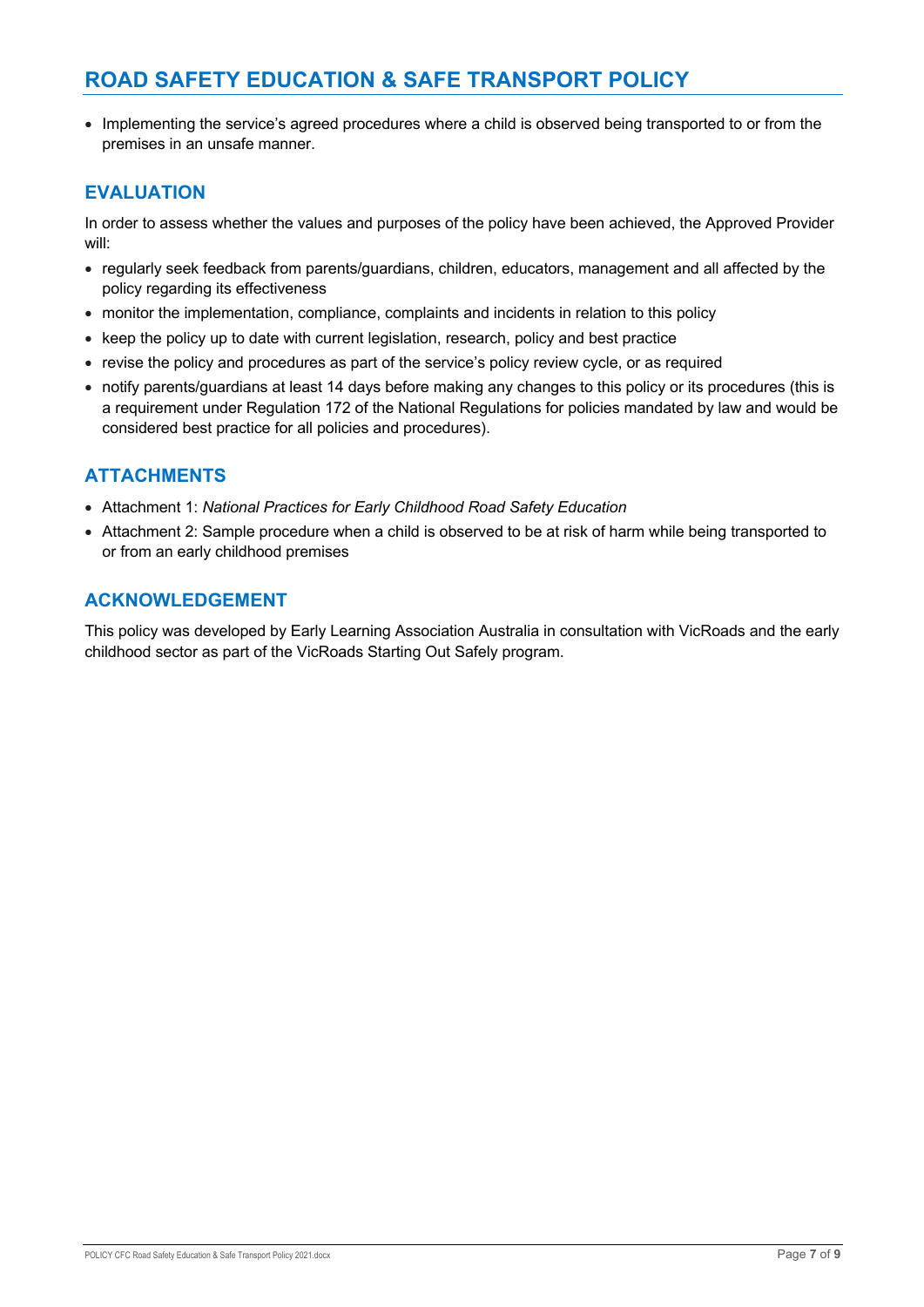- Implementing the service's agreed procedures where a child is observed being transported to or from the premises in an unsafe manner.

## EVALUATION

In order to assess whether the values and purposes of the policy have been achieved, the Approved Provider will:

- regularly seek feedback from parents/guardians, children, educators, management and all affected by the policy regarding its effectiveness
- monitor the implementation, compliance, complaints and incidents in relation to this policy
- keep the policy up to date with current legislation, research, policy and best practice
- revise the policy and procedures as part of the service's policy review cycle, or as required
- notify parents/guardians at least 14 days before making any changes to this policy or its procedures (this is a requirement under Regulation 172 of the National Regulations for policies mandated by law and would be considered best practice for all policies and procedures).

## ATTACHMENTS

- Attachment 1: *National Practices for Early Childhood Road Safety Education*
- Attachment 2: Sample procedure when a child is observed to be at risk of harm while being transported to or from an early childhood premises

## ACKNOWLEDGEMENT

This policy was developed by Early Learning Association Australia in consultation with VicRoads and the early childhood sector as part of the VicRoads Starting Out Safely program.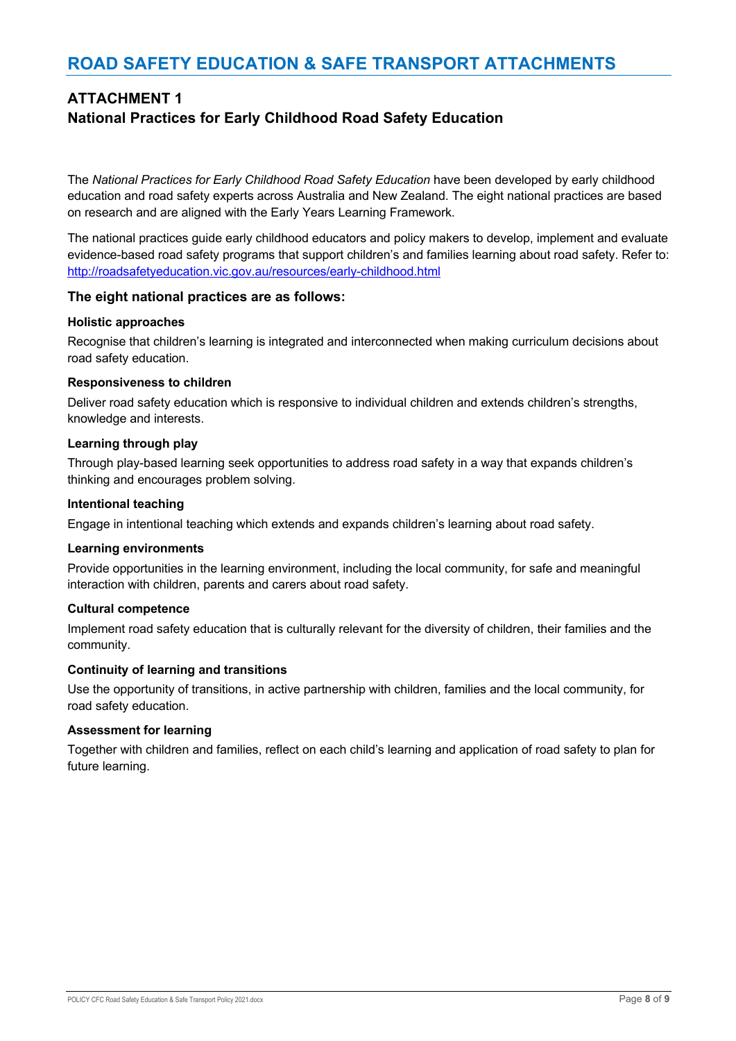# ROAD SAFETY EDUCATION & SAFE TRANSPORT ATTACHMENTS

## ATTACHMENT 1
## National Practices for Early Childhood Road Safety Education

The *National Practices for Early Childhood Road Safety Education* have been developed by early childhood education and road safety experts across Australia and New Zealand. The eight national practices are based on research and are aligned with the Early Years Learning Framework.

The national practices guide early childhood educators and policy makers to develop, implement and evaluate evidence-based road safety programs that support children's and families learning about road safety. Refer to: http://roadsafetyeducation.vic.gov.au/resources/early-childhood.html

### The eight national practices are as follows:

**Holistic approaches**

Recognise that children's learning is integrated and interconnected when making curriculum decisions about road safety education.

**Responsiveness to children**

Deliver road safety education which is responsive to individual children and extends children's strengths, knowledge and interests.

**Learning through play**

Through play-based learning seek opportunities to address road safety in a way that expands children's thinking and encourages problem solving.

**Intentional teaching**

Engage in intentional teaching which extends and expands children's learning about road safety.

**Learning environments**

Provide opportunities in the learning environment, including the local community, for safe and meaningful interaction with children, parents and carers about road safety.

**Cultural competence**

Implement road safety education that is culturally relevant for the diversity of children, their families and the community.

**Continuity of learning and transitions**

Use the opportunity of transitions, in active partnership with children, families and the local community, for road safety education.

**Assessment for learning**

Together with children and families, reflect on each child's learning and application of road safety to plan for future learning.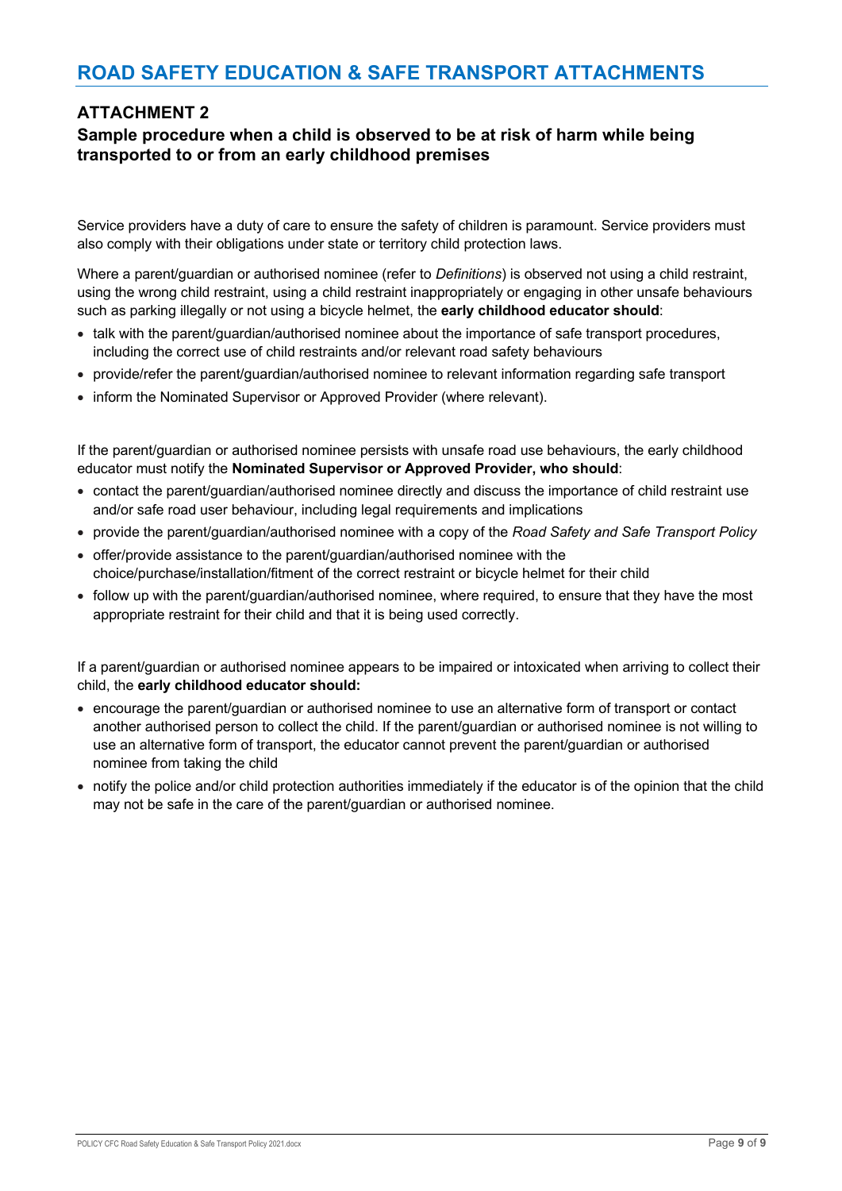# ROAD SAFETY EDUCATION & SAFE TRANSPORT ATTACHMENTS

## ATTACHMENT 2

### Sample procedure when a child is observed to be at risk of harm while being transported to or from an early childhood premises

Service providers have a duty of care to ensure the safety of children is paramount. Service providers must also comply with their obligations under state or territory child protection laws.

Where a parent/guardian or authorised nominee (refer to *Definitions*) is observed not using a child restraint, using the wrong child restraint, using a child restraint inappropriately or engaging in other unsafe behaviours such as parking illegally or not using a bicycle helmet, the **early childhood educator should**:

- talk with the parent/guardian/authorised nominee about the importance of safe transport procedures, including the correct use of child restraints and/or relevant road safety behaviours
- provide/refer the parent/guardian/authorised nominee to relevant information regarding safe transport
- inform the Nominated Supervisor or Approved Provider (where relevant).

If the parent/guardian or authorised nominee persists with unsafe road use behaviours, the early childhood educator must notify the **Nominated Supervisor or Approved Provider, who should**:

- contact the parent/guardian/authorised nominee directly and discuss the importance of child restraint use and/or safe road user behaviour, including legal requirements and implications
- provide the parent/guardian/authorised nominee with a copy of the *Road Safety and Safe Transport Policy*
- offer/provide assistance to the parent/guardian/authorised nominee with the choice/purchase/installation/fitment of the correct restraint or bicycle helmet for their child
- follow up with the parent/guardian/authorised nominee, where required, to ensure that they have the most appropriate restraint for their child and that it is being used correctly.

If a parent/guardian or authorised nominee appears to be impaired or intoxicated when arriving to collect their child, the **early childhood educator should:**

- encourage the parent/guardian or authorised nominee to use an alternative form of transport or contact another authorised person to collect the child. If the parent/guardian or authorised nominee is not willing to use an alternative form of transport, the educator cannot prevent the parent/guardian or authorised nominee from taking the child
- notify the police and/or child protection authorities immediately if the educator is of the opinion that the child may not be safe in the care of the parent/guardian or authorised nominee.